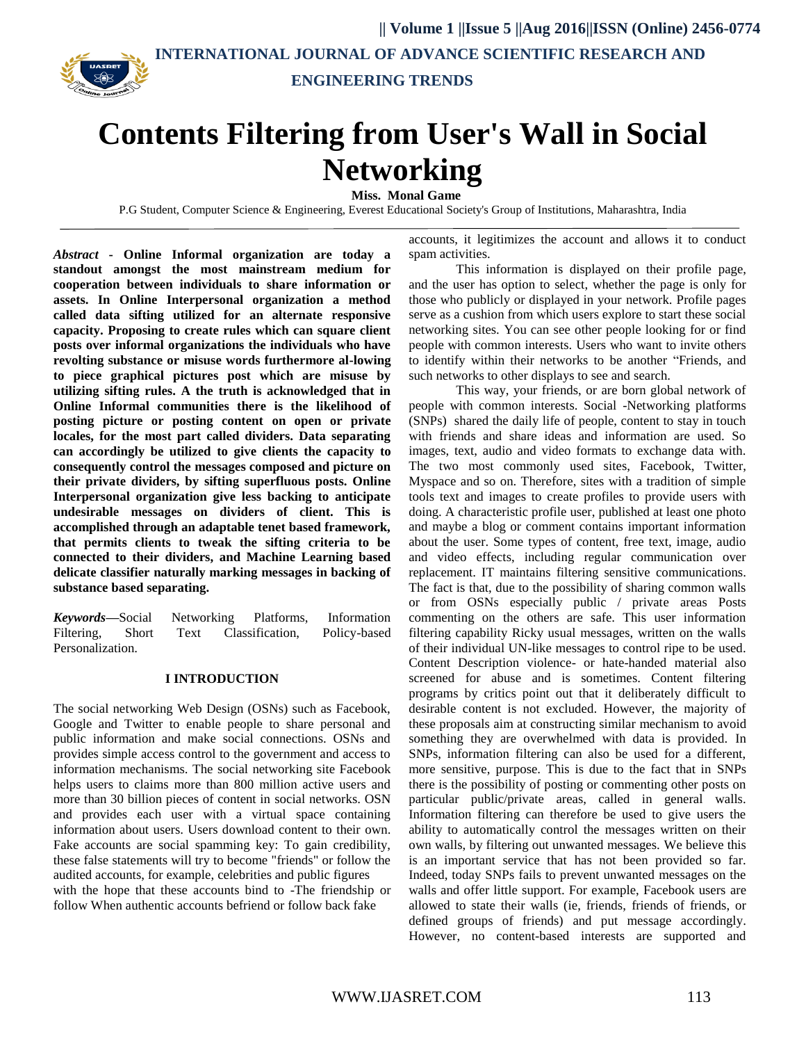# Contents Filtering from User's Wall in Social Networking

**Miss. Monal Game**

P.G Student, Computer Science & Engineering, Everest Educational Society's Group of Institutions, Maharashtra, India

***Abstract*** **- Online Informal organization are today a standout amongst the most mainstream medium for cooperation between individuals to share information or assets. In Online Interpersonal organization a method called data sifting utilized for an alternate responsive capacity. Proposing to create rules which can square client posts over informal organizations the individuals who have revolting substance or misuse words furthermore al-lowing to piece graphical pictures post which are misuse by utilizing sifting rules. A the truth is acknowledged that in Online Informal communities there is the likelihood of posting picture or posting content on open or private locales, for the most part called dividers. Data separating can accordingly be utilized to give clients the capacity to consequently control the messages composed and picture on their private dividers, by sifting superfluous posts. Online Interpersonal organization give less backing to anticipate undesirable messages on dividers of client. This is accomplished through an adaptable tenet based framework, that permits clients to tweak the sifting criteria to be connected to their dividers, and Machine Learning based delicate classifier naturally marking messages in backing of substance based separating.**

***Keywords*****—**Social Networking Platforms, Information Filtering, Short Text Classification, Policy-based Personalization.

## I INTRODUCTION

The social networking Web Design (OSNs) such as Facebook, Google and Twitter to enable people to share personal and public information and make social connections. OSNs and provides simple access control to the government and access to information mechanisms. The social networking site Facebook helps users to claims more than 800 million active users and more than 30 billion pieces of content in social networks. OSN and provides each user with a virtual space containing information about users. Users download content to their own. Fake accounts are social spamming key: To gain credibility, these false statements will try to become "friends" or follow the audited accounts, for example, celebrities and public figures with the hope that these accounts bind to -The friendship or follow When authentic accounts befriend or follow back fake accounts, it legitimizes the account and allows it to conduct spam activities.

This information is displayed on their profile page, and the user has option to select, whether the page is only for those who publicly or displayed in your network. Profile pages serve as a cushion from which users explore to start these social networking sites. You can see other people looking for or find people with common interests. Users who want to invite others to identify within their networks to be another "Friends, and such networks to other displays to see and search.

This way, your friends, or are born global network of people with common interests. Social -Networking platforms (SNPs) shared the daily life of people, content to stay in touch with friends and share ideas and information are used. So images, text, audio and video formats to exchange data with. The two most commonly used sites, Facebook, Twitter, Myspace and so on. Therefore, sites with a tradition of simple tools text and images to create profiles to provide users with doing. A characteristic profile user, published at least one photo and maybe a blog or comment contains important information about the user. Some types of content, free text, image, audio and video effects, including regular communication over replacement. IT maintains filtering sensitive communications. The fact is that, due to the possibility of sharing common walls or from OSNs especially public / private areas Posts commenting on the others are safe. This user information filtering capability Ricky usual messages, written on the walls of their individual UN-like messages to control ripe to be used. Content Description violence- or hate-handed material also screened for abuse and is sometimes. Content filtering programs by critics point out that it deliberately difficult to desirable content is not excluded. However, the majority of these proposals aim at constructing similar mechanism to avoid something they are overwhelmed with data is provided. In SNPs, information filtering can also be used for a different, more sensitive, purpose. This is due to the fact that in SNPs there is the possibility of posting or commenting other posts on particular public/private areas, called in general walls. Information filtering can therefore be used to give users the ability to automatically control the messages written on their own walls, by filtering out unwanted messages. We believe this is an important service that has not been provided so far. Indeed, today SNPs fails to prevent unwanted messages on the walls and offer little support. For example, Facebook users are allowed to state their walls (ie, friends, friends of friends, or defined groups of friends) and put message accordingly. However, no content-based interests are supported and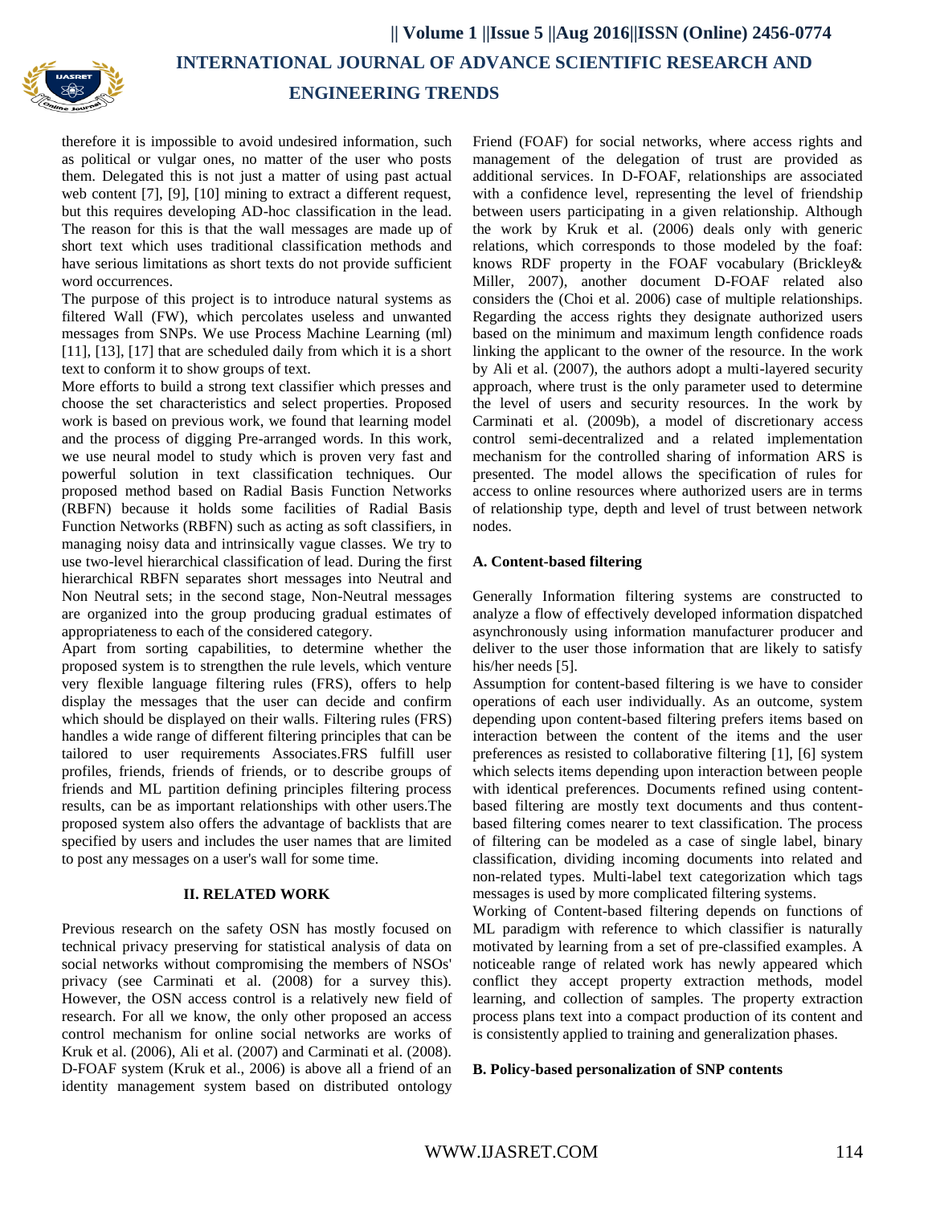therefore it is impossible to avoid undesired information, such as political or vulgar ones, no matter of the user who posts them. Delegated this is not just a matter of using past actual web content [7], [9], [10] mining to extract a different request, but this requires developing AD-hoc classification in the lead. The reason for this is that the wall messages are made up of short text which uses traditional classification methods and have serious limitations as short texts do not provide sufficient word occurrences.

The purpose of this project is to introduce natural systems as filtered Wall (FW), which percolates useless and unwanted messages from SNPs. We use Process Machine Learning (ml) [11], [13], [17] that are scheduled daily from which it is a short text to conform it to show groups of text.

More efforts to build a strong text classifier which presses and choose the set characteristics and select properties. Proposed work is based on previous work, we found that learning model and the process of digging Pre-arranged words. In this work, we use neural model to study which is proven very fast and powerful solution in text classification techniques. Our proposed method based on Radial Basis Function Networks (RBFN) because it holds some facilities of Radial Basis Function Networks (RBFN) such as acting as soft classifiers, in managing noisy data and intrinsically vague classes. We try to use two-level hierarchical classification of lead. During the first hierarchical RBFN separates short messages into Neutral and Non Neutral sets; in the second stage, Non-Neutral messages are organized into the group producing gradual estimates of appropriateness to each of the considered category.

Apart from sorting capabilities, to determine whether the proposed system is to strengthen the rule levels, which venture very flexible language filtering rules (FRS), offers to help display the messages that the user can decide and confirm which should be displayed on their walls. Filtering rules (FRS) handles a wide range of different filtering principles that can be tailored to user requirements Associates.FRS fulfill user profiles, friends, friends of friends, or to describe groups of friends and ML partition defining principles filtering process results, can be as important relationships with other users.The proposed system also offers the advantage of backlists that are specified by users and includes the user names that are limited to post any messages on a user's wall for some time.

## II. RELATED WORK

Previous research on the safety OSN has mostly focused on technical privacy preserving for statistical analysis of data on social networks without compromising the members of NSOs' privacy (see Carminati et al. (2008) for a survey this). However, the OSN access control is a relatively new field of research. For all we know, the only other proposed an access control mechanism for online social networks are works of Kruk et al. (2006), Ali et al. (2007) and Carminati et al. (2008). D-FOAF system (Kruk et al., 2006) is above all a friend of an identity management system based on distributed ontology Friend (FOAF) for social networks, where access rights and management of the delegation of trust are provided as additional services. In D-FOAF, relationships are associated with a confidence level, representing the level of friendship between users participating in a given relationship. Although the work by Kruk et al. (2006) deals only with generic relations, which corresponds to those modeled by the foaf: knows RDF property in the FOAF vocabulary (Brickley& Miller, 2007), another document D-FOAF related also considers the (Choi et al. 2006) case of multiple relationships. Regarding the access rights they designate authorized users based on the minimum and maximum length confidence roads linking the applicant to the owner of the resource. In the work by Ali et al. (2007), the authors adopt a multi-layered security approach, where trust is the only parameter used to determine the level of users and security resources. In the work by Carminati et al. (2009b), a model of discretionary access control semi-decentralized and a related implementation mechanism for the controlled sharing of information ARS is presented. The model allows the specification of rules for access to online resources where authorized users are in terms of relationship type, depth and level of trust between network nodes.

### A. Content-based filtering

Generally Information filtering systems are constructed to analyze a flow of effectively developed information dispatched asynchronously using information manufacturer producer and deliver to the user those information that are likely to satisfy his/her needs [5].

Assumption for content-based filtering is we have to consider operations of each user individually. As an outcome, system depending upon content-based filtering prefers items based on interaction between the content of the items and the user preferences as resisted to collaborative filtering [1], [6] system which selects items depending upon interaction between people with identical preferences. Documents refined using content-based filtering are mostly text documents and thus content-based filtering comes nearer to text classification. The process of filtering can be modeled as a case of single label, binary classification, dividing incoming documents into related and non-related types. Multi-label text categorization which tags messages is used by more complicated filtering systems.

Working of Content-based filtering depends on functions of ML paradigm with reference to which classifier is naturally motivated by learning from a set of pre-classified examples. A noticeable range of related work has newly appeared which conflict they accept property extraction methods, model learning, and collection of samples. The property extraction process plans text into a compact production of its content and is consistently applied to training and generalization phases.

### B. Policy-based personalization of SNP contents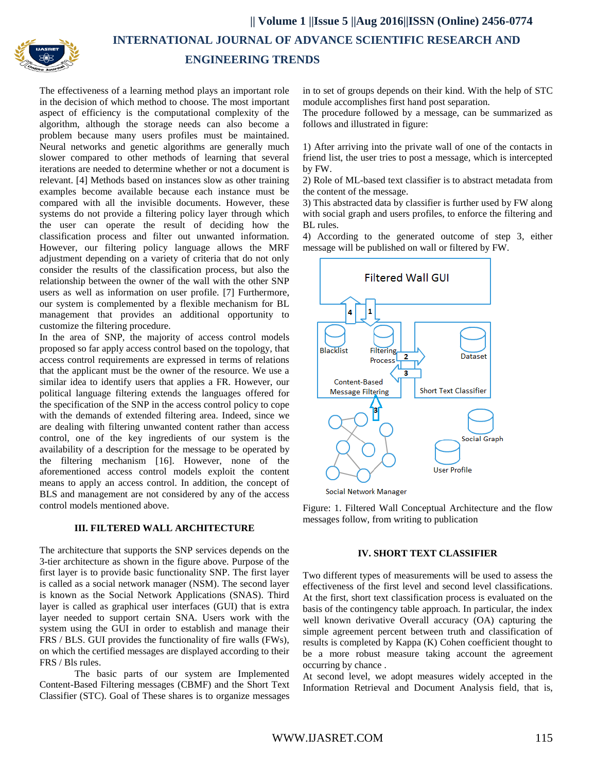The effectiveness of a learning method plays an important role in the decision of which method to choose. The most important aspect of efficiency is the computational complexity of the algorithm, although the storage needs can also become a problem because many users profiles must be maintained. Neural networks and genetic algorithms are generally much slower compared to other methods of learning that several iterations are needed to determine whether or not a document is relevant. [4] Methods based on instances slow as other training examples become available because each instance must be compared with all the invisible documents. However, these systems do not provide a filtering policy layer through which the user can operate the result of deciding how the classification process and filter out unwanted information. However, our filtering policy language allows the MRF adjustment depending on a variety of criteria that do not only consider the results of the classification process, but also the relationship between the owner of the wall with the other SNP users as well as information on user profile. [7] Furthermore, our system is complemented by a flexible mechanism for BL management that provides an additional opportunity to customize the filtering procedure.

In the area of SNP, the majority of access control models proposed so far apply access control based on the topology, that access control requirements are expressed in terms of relations that the applicant must be the owner of the resource. We use a similar idea to identify users that applies a FR. However, our political language filtering extends the languages offered for the specification of the SNP in the access control policy to cope with the demands of extended filtering area. Indeed, since we are dealing with filtering unwanted content rather than access control, one of the key ingredients of our system is the availability of a description for the message to be operated by the filtering mechanism [16]. However, none of the aforementioned access control models exploit the content means to apply an access control. In addition, the concept of BLS and management are not considered by any of the access control models mentioned above.

## III. FILTERED WALL ARCHITECTURE

The architecture that supports the SNP services depends on the 3-tier architecture as shown in the figure above. Purpose of the first layer is to provide basic functionality SNP. The first layer is called as a social network manager (NSM). The second layer is known as the Social Network Applications (SNAS). Third layer is called as graphical user interfaces (GUI) that is extra layer needed to support certain SNA. Users work with the system using the GUI in order to establish and manage their FRS / BLS. GUI provides the functionality of fire walls (FWs), on which the certified messages are displayed according to their FRS / Bls rules.

The basic parts of our system are Implemented Content-Based Filtering messages (CBMF) and the Short Text Classifier (STC). Goal of These shares is to organize messages in to set of groups depends on their kind. With the help of STC module accomplishes first hand post separation.

The procedure followed by a message, can be summarized as follows and illustrated in figure:

1) After arriving into the private wall of one of the contacts in friend list, the user tries to post a message, which is intercepted by FW.
2) Role of ML-based text classifier is to abstract metadata from the content of the message.
3) This abstracted data by classifier is further used by FW along with social graph and users profiles, to enforce the filtering and BL rules.
4) According to the generated outcome of step 3, either message will be published on wall or filtered by FW.

Figure: 1. Filtered Wall Conceptual Architecture and the flow messages follow, from writing to publication

## IV. SHORT TEXT CLASSIFIER

Two different types of measurements will be used to assess the effectiveness of the first level and second level classifications. At the first, short text classification process is evaluated on the basis of the contingency table approach. In particular, the index well known derivative Overall accuracy (OA) capturing the simple agreement percent between truth and classification of results is completed by Kappa (K) Cohen coefficient thought to be a more robust measure taking account the agreement occurring by chance .

At second level, we adopt measures widely accepted in the Information Retrieval and Document Analysis field, that is,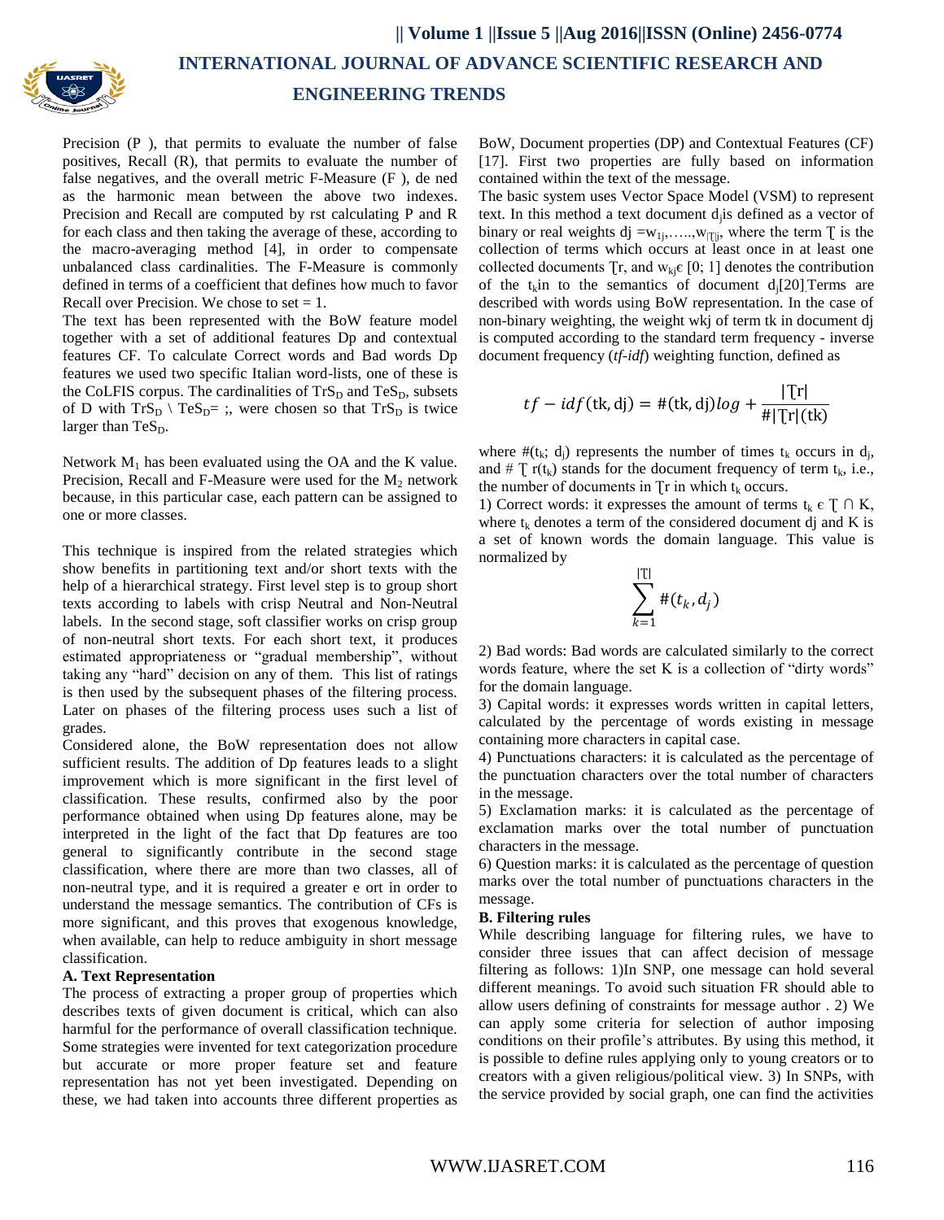Precision (P ), that permits to evaluate the number of false positives, Recall (R), that permits to evaluate the number of false negatives, and the overall metric F-Measure (F ), de ned as the harmonic mean between the above two indexes. Precision and Recall are computed by rst calculating P and R for each class and then taking the average of these, according to the macro-averaging method [4], in order to compensate unbalanced class cardinalities. The F-Measure is commonly defined in terms of a coefficient that defines how much to favor Recall over Precision. We chose to set = 1.

The text has been represented with the BoW feature model together with a set of additional features Dp and contextual features CF. To calculate Correct words and Bad words Dp features we used two specific Italian word-lists, one of these is the CoLFIS corpus. The cardinalities of $TrS_D$ and $TeS_D$, subsets of D with $TrS_D \setminus TeS_D$= ;, were chosen so that $TrS_D$ is twice larger than $TeS_D$.

Network $M_1$ has been evaluated using the OA and the K value. Precision, Recall and F-Measure were used for the $M_2$ network because, in this particular case, each pattern can be assigned to one or more classes.

This technique is inspired from the related strategies which show benefits in partitioning text and/or short texts with the help of a hierarchical strategy. First level step is to group short texts according to labels with crisp Neutral and Non-Neutral labels. In the second stage, soft classifier works on crisp group of non-neutral short texts. For each short text, it produces estimated appropriateness or "gradual membership", without taking any "hard" decision on any of them. This list of ratings is then used by the subsequent phases of the filtering process. Later on phases of the filtering process uses such a list of grades.

Considered alone, the BoW representation does not allow sufficient results. The addition of Dp features leads to a slight improvement which is more significant in the first level of classification. These results, confirmed also by the poor performance obtained when using Dp features alone, may be interpreted in the light of the fact that Dp features are too general to significantly contribute in the second stage classification, where there are more than two classes, all of non-neutral type, and it is required a greater e ort in order to understand the message semantics. The contribution of CFs is more significant, and this proves that exogenous knowledge, when available, can help to reduce ambiguity in short message classification.

**A. Text Representation**

The process of extracting a proper group of properties which describes texts of given document is critical, which can also harmful for the performance of overall classification technique. Some strategies were invented for text categorization procedure but accurate or more proper feature set and feature representation has not yet been investigated. Depending on these, we had taken into accounts three different properties as BoW, Document properties (DP) and Contextual Features (CF) [17]. First two properties are fully based on information contained within the text of the message.

The basic system uses Vector Space Model (VSM) to represent text. In this method a text document $d_j$ is defined as a vector of binary or real weights dj $=w_{1j},\ldots,w_{|Ţ|j}$, where the term Ţ is the collection of terms which occurs at least once in at least one collected documents Ţr, and $w_{kj} \in [0; 1]$ denotes the contribution of the $t_k$ in to the semantics of document $d_j$[20]. Terms are described with words using BoW representation. In the case of non-binary weighting, the weight wkj of term tk in document dj is computed according to the standard term frequency - inverse document frequency (*tf-idf*) weighting function, defined as

$$tf - idf(\mathrm{tk}, \mathrm{dj}) = \#(\mathrm{tk}, \mathrm{dj}) log + \frac{|Ţr|}{\#|Ţr|(\mathrm{tk})}$$

where $\#(t_k; d_j)$ represents the number of times $t_k$ occurs in $d_j$, and # Ţ $r(t_k)$ stands for the document frequency of term $t_k$, i.e., the number of documents in Ţr in which $t_k$ occurs.

1) Correct words: it expresses the amount of terms $t_k \in Ţ \cap K$, where $t_k$ denotes a term of the considered document dj and K is a set of known words the domain language. This value is normalized by

$$\sum_{k=1}^{|Ţ|} \#(t_k, d_j)$$

2) Bad words: Bad words are calculated similarly to the correct words feature, where the set K is a collection of "dirty words" for the domain language.

3) Capital words: it expresses words written in capital letters, calculated by the percentage of words existing in message containing more characters in capital case.

4) Punctuations characters: it is calculated as the percentage of the punctuation characters over the total number of characters in the message.

5) Exclamation marks: it is calculated as the percentage of exclamation marks over the total number of punctuation characters in the message.

6) Question marks: it is calculated as the percentage of question marks over the total number of punctuations characters in the message.

**B. Filtering rules**

While describing language for filtering rules, we have to consider three issues that can affect decision of message filtering as follows: 1)In SNP, one message can hold several different meanings. To avoid such situation FR should able to allow users defining of constraints for message author . 2) We can apply some criteria for selection of author imposing conditions on their profile's attributes. By using this method, it is possible to define rules applying only to young creators or to creators with a given religious/political view. 3) In SNPs, with the service provided by social graph, one can find the activities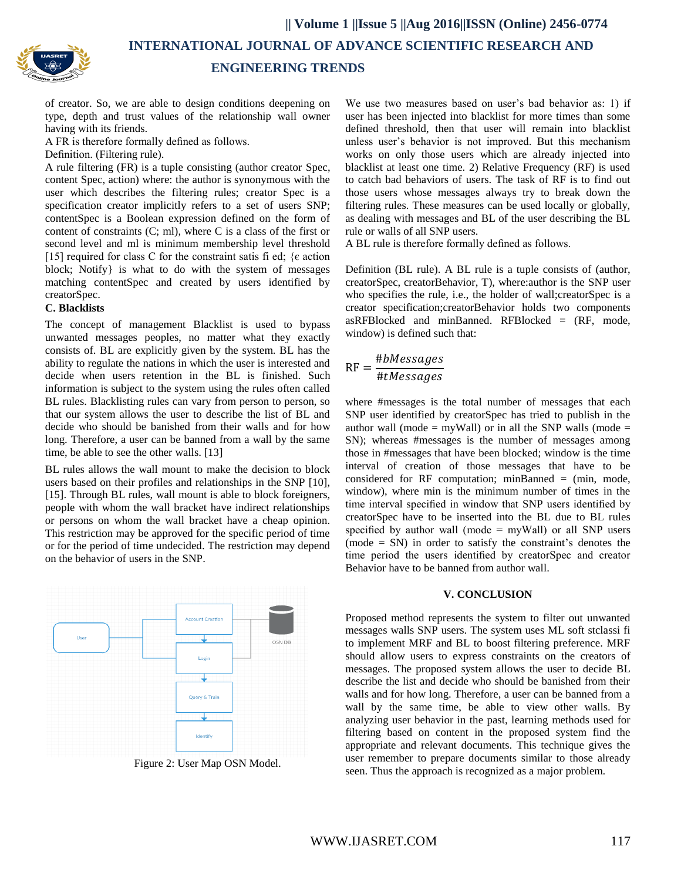of creator. So, we are able to design conditions deepening on type, depth and trust values of the relationship wall owner having with its friends.

A FR is therefore formally defined as follows.

Definition. (Filtering rule).

A rule filtering (FR) is a tuple consisting (author creator Spec, content Spec, action) where: the author is synonymous with the user which describes the filtering rules; creator Spec is a specification creator implicitly refers to a set of users SNP; contentSpec is a Boolean expression defined on the form of content of constraints (C; ml), where C is a class of the first or second level and ml is minimum membership level threshold [15] required for class C for the constraint satis fi ed; {є action block; Notify} is what to do with the system of messages matching contentSpec and created by users identified by creatorSpec.

### C. Blacklists

The concept of management Blacklist is used to bypass unwanted messages peoples, no matter what they exactly consists of. BL are explicitly given by the system. BL has the ability to regulate the nations in which the user is interested and decide when users retention in the BL is finished. Such information is subject to the system using the rules often called BL rules. Blacklisting rules can vary from person to person, so that our system allows the user to describe the list of BL and decide who should be banished from their walls and for how long. Therefore, a user can be banned from a wall by the same time, be able to see the other walls. [13]

BL rules allows the wall mount to make the decision to block users based on their profiles and relationships in the SNP [10], [15]. Through BL rules, wall mount is able to block foreigners, people with whom the wall bracket have indirect relationships or persons on whom the wall bracket have a cheap opinion. This restriction may be approved for the specific period of time or for the period of time undecided. The restriction may depend on the behavior of users in the SNP.

Figure 2: User Map OSN Model.

We use two measures based on user's bad behavior as: 1) if user has been injected into blacklist for more times than some defined threshold, then that user will remain into blacklist unless user's behavior is not improved. But this mechanism works on only those users which are already injected into blacklist at least one time. 2) Relative Frequency (RF) is used to catch bad behaviors of users. The task of RF is to find out those users whose messages always try to break down the filtering rules. These measures can be used locally or globally, as dealing with messages and BL of the user describing the BL rule or walls of all SNP users.

A BL rule is therefore formally defined as follows.

Definition (BL rule). A BL rule is a tuple consists of (author, creatorSpec, creatorBehavior, T), where:author is the SNP user who specifies the rule, i.e., the holder of wall;creatorSpec is a creator specification;creatorBehavior holds two components asRFBlocked and minBanned. RFBlocked = (RF, mode, window) is defined such that:

$$\mathrm{RF} = \frac{\#bMessages}{\#tMessages}$$

where #messages is the total number of messages that each SNP user identified by creatorSpec has tried to publish in the author wall (mode = myWall) or in all the SNP walls (mode = SN); whereas #messages is the number of messages among those in #messages that have been blocked; window is the time interval of creation of those messages that have to be considered for RF computation; minBanned = (min, mode, window), where min is the minimum number of times in the time interval specified in window that SNP users identified by creatorSpec have to be inserted into the BL due to BL rules specified by author wall (mode = myWall) or all SNP users (mode = SN) in order to satisfy the constraint's denotes the time period the users identified by creatorSpec and creator Behavior have to be banned from author wall.

## V. CONCLUSION

Proposed method represents the system to filter out unwanted messages walls SNP users. The system uses ML soft stclassi fi to implement MRF and BL to boost filtering preference. MRF should allow users to express constraints on the creators of messages. The proposed system allows the user to decide BL describe the list and decide who should be banished from their walls and for how long. Therefore, a user can be banned from a wall by the same time, be able to view other walls. By analyzing user behavior in the past, learning methods used for filtering based on content in the proposed system find the appropriate and relevant documents. This technique gives the user remember to prepare documents similar to those already seen. Thus the approach is recognized as a major problem.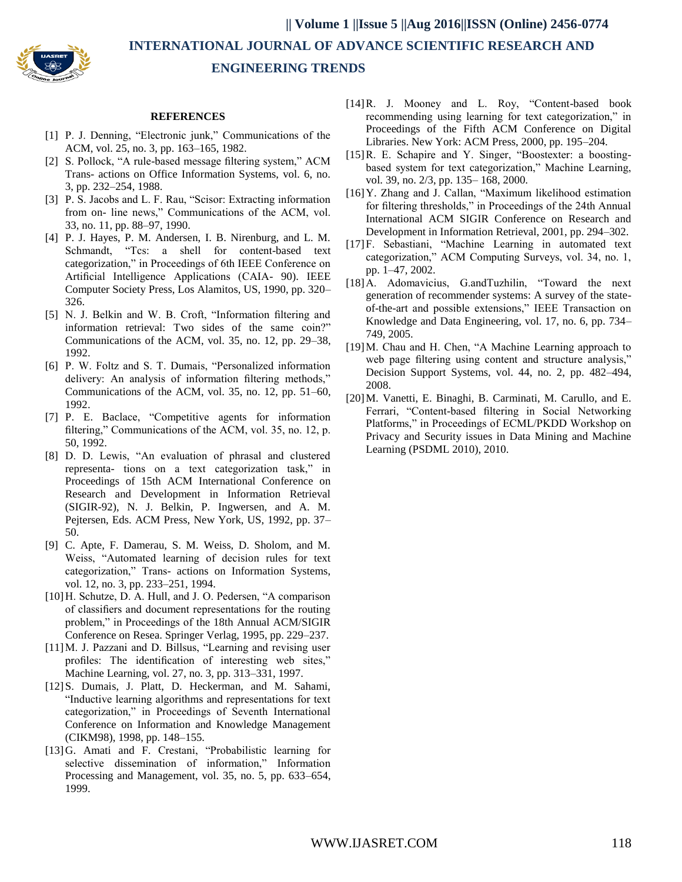**REFERENCES**

[1] P. J. Denning, "Electronic junk," Communications of the ACM, vol. 25, no. 3, pp. 163–165, 1982.

[2] S. Pollock, "A rule-based message filtering system," ACM Trans- actions on Office Information Systems, vol. 6, no. 3, pp. 232–254, 1988.

[3] P. S. Jacobs and L. F. Rau, "Scisor: Extracting information from on- line news," Communications of the ACM, vol. 33, no. 11, pp. 88–97, 1990.

[4] P. J. Hayes, P. M. Andersen, I. B. Nirenburg, and L. M. Schmandt, "Tcs: a shell for content-based text categorization," in Proceedings of 6th IEEE Conference on Artificial Intelligence Applications (CAIA- 90). IEEE Computer Society Press, Los Alamitos, US, 1990, pp. 320–326.

[5] N. J. Belkin and W. B. Croft, "Information filtering and information retrieval: Two sides of the same coin?" Communications of the ACM, vol. 35, no. 12, pp. 29–38, 1992.

[6] P. W. Foltz and S. T. Dumais, "Personalized information delivery: An analysis of information filtering methods," Communications of the ACM, vol. 35, no. 12, pp. 51–60, 1992.

[7] P. E. Baclace, "Competitive agents for information filtering," Communications of the ACM, vol. 35, no. 12, p. 50, 1992.

[8] D. D. Lewis, "An evaluation of phrasal and clustered representa- tions on a text categorization task," in Proceedings of 15th ACM International Conference on Research and Development in Information Retrieval (SIGIR-92), N. J. Belkin, P. Ingwersen, and A. M. Pejtersen, Eds. ACM Press, New York, US, 1992, pp. 37–50.

[9] C. Apte, F. Damerau, S. M. Weiss, D. Sholom, and M. Weiss, "Automated learning of decision rules for text categorization," Trans- actions on Information Systems, vol. 12, no. 3, pp. 233–251, 1994.

[10] H. Schutze, D. A. Hull, and J. O. Pedersen, "A comparison of classifiers and document representations for the routing problem," in Proceedings of the 18th Annual ACM/SIGIR Conference on Resea. Springer Verlag, 1995, pp. 229–237.

[11] M. J. Pazzani and D. Billsus, "Learning and revising user profiles: The identification of interesting web sites," Machine Learning, vol. 27, no. 3, pp. 313–331, 1997.

[12] S. Dumais, J. Platt, D. Heckerman, and M. Sahami, "Inductive learning algorithms and representations for text categorization," in Proceedings of Seventh International Conference on Information and Knowledge Management (CIKM98), 1998, pp. 148–155.

[13] G. Amati and F. Crestani, "Probabilistic learning for selective dissemination of information," Information Processing and Management, vol. 35, no. 5, pp. 633–654, 1999.

[14] R. J. Mooney and L. Roy, "Content-based book recommending using learning for text categorization," in Proceedings of the Fifth ACM Conference on Digital Libraries. New York: ACM Press, 2000, pp. 195–204.

[15] R. E. Schapire and Y. Singer, "Boostexter: a boosting-based system for text categorization," Machine Learning, vol. 39, no. 2/3, pp. 135– 168, 2000.

[16] Y. Zhang and J. Callan, "Maximum likelihood estimation for filtering thresholds," in Proceedings of the 24th Annual International ACM SIGIR Conference on Research and Development in Information Retrieval, 2001, pp. 294–302.

[17] F. Sebastiani, "Machine Learning in automated text categorization," ACM Computing Surveys, vol. 34, no. 1, pp. 1–47, 2002.

[18] A. Adomavicius, G.andTuzhilin, "Toward the next generation of recommender systems: A survey of the state-of-the-art and possible extensions," IEEE Transaction on Knowledge and Data Engineering, vol. 17, no. 6, pp. 734–749, 2005.

[19] M. Chau and H. Chen, "A Machine Learning approach to web page filtering using content and structure analysis," Decision Support Systems, vol. 44, no. 2, pp. 482–494, 2008.

[20] M. Vanetti, E. Binaghi, B. Carminati, M. Carullo, and E. Ferrari, "Content-based filtering in Social Networking Platforms," in Proceedings of ECML/PKDD Workshop on Privacy and Security issues in Data Mining and Machine Learning (PSDML 2010), 2010.